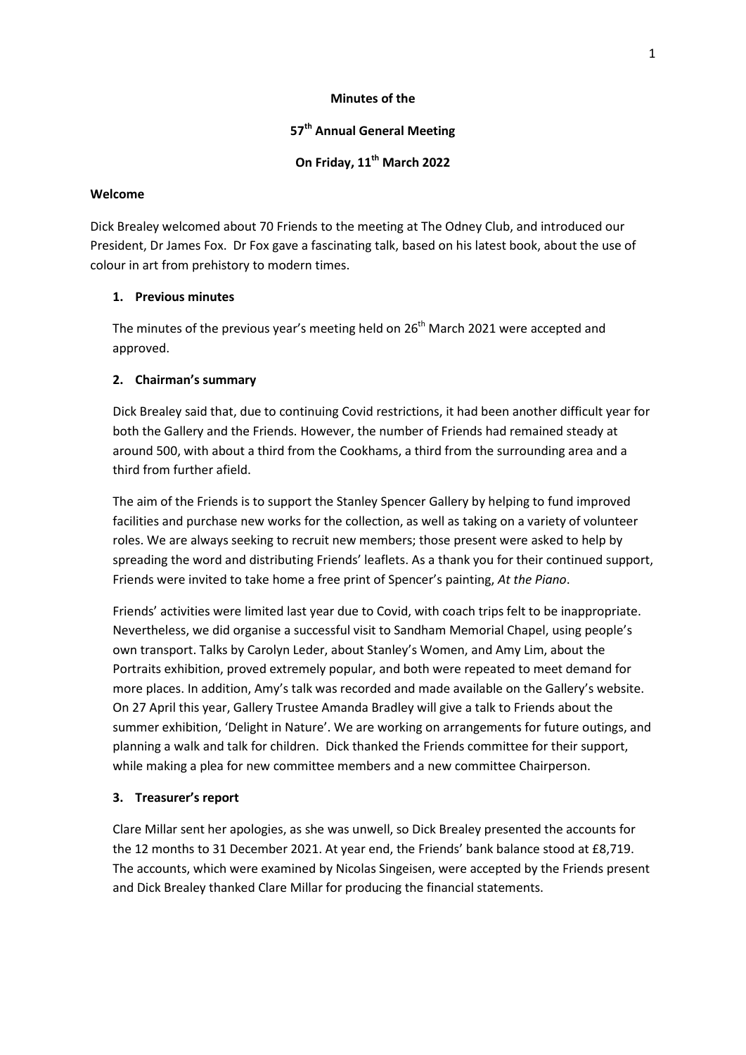# Minutes of the

# 57th Annual General Meeting

# On Friday, 11th March 2022

## Welcome

Dick Brealey welcomed about 70 Friends to the meeting at The Odney Club, and introduced our President, Dr James Fox. Dr Fox gave a fascinating talk, based on his latest book, about the use of colour in art from prehistory to modern times.

### 1. Previous minutes

The minutes of the previous year's meeting held on 26th March 2021 were accepted and approved.

### 2. Chairman's summary

Dick Brealey said that, due to continuing Covid restrictions, it had been another difficult year for both the Gallery and the Friends. However, the number of Friends had remained steady at around 500, with about a third from the Cookhams, a third from the surrounding area and a third from further afield.

The aim of the Friends is to support the Stanley Spencer Gallery by helping to fund improved facilities and purchase new works for the collection, as well as taking on a variety of volunteer roles. We are always seeking to recruit new members; those present were asked to help by spreading the word and distributing Friends' leaflets. As a thank you for their continued support, Friends were invited to take home a free print of Spencer's painting, *At the Piano*.

Friends' activities were limited last year due to Covid, with coach trips felt to be inappropriate. Nevertheless, we did organise a successful visit to Sandham Memorial Chapel, using people's own transport. Talks by Carolyn Leder, about Stanley's Women, and Amy Lim, about the Portraits exhibition, proved extremely popular, and both were repeated to meet demand for more places. In addition, Amy's talk was recorded and made available on the Gallery's website. On 27 April this year, Gallery Trustee Amanda Bradley will give a talk to Friends about the summer exhibition, 'Delight in Nature'. We are working on arrangements for future outings, and planning a walk and talk for children. Dick thanked the Friends committee for their support, while making a plea for new committee members and a new committee Chairperson.

### 3. Treasurer's report

Clare Millar sent her apologies, as she was unwell, so Dick Brealey presented the accounts for the 12 months to 31 December 2021. At year end, the Friends' bank balance stood at £8,719. The accounts, which were examined by Nicolas Singeisen, were accepted by the Friends present and Dick Brealey thanked Clare Millar for producing the financial statements.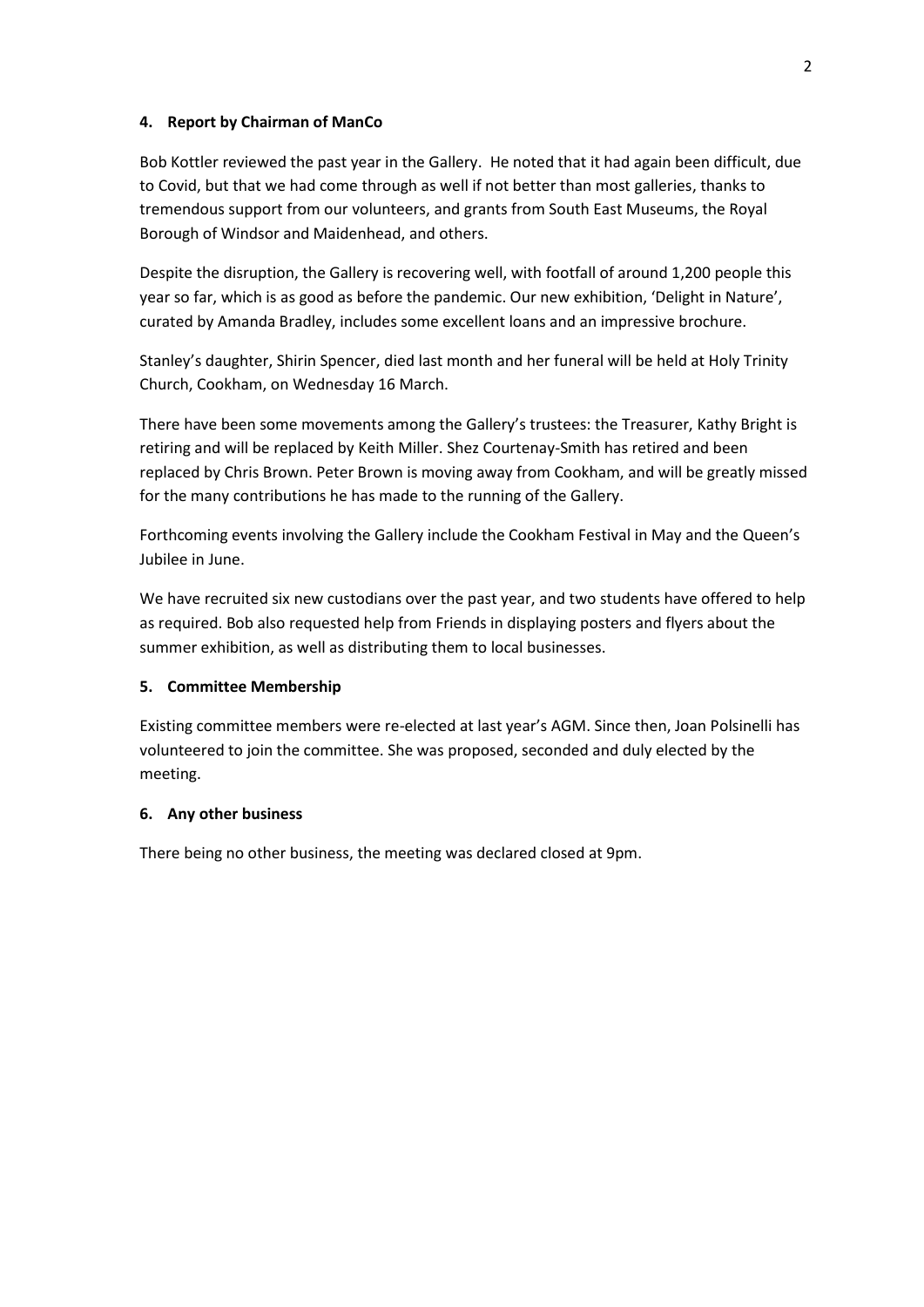#### 4. Report by Chairman of ManCo

Bob Kottler reviewed the past year in the Gallery. He noted that it had again been difficult, due to Covid, but that we had come through as well if not better than most galleries, thanks to tremendous support from our volunteers, and grants from South East Museums, the Royal Borough of Windsor and Maidenhead, and others.

Despite the disruption, the Gallery is recovering well, with footfall of around 1,200 people this year so far, which is as good as before the pandemic. Our new exhibition, 'Delight in Nature', curated by Amanda Bradley, includes some excellent loans and an impressive brochure.

Stanley's daughter, Shirin Spencer, died last month and her funeral will be held at Holy Trinity Church, Cookham, on Wednesday 16 March.

There have been some movements among the Gallery's trustees: the Treasurer, Kathy Bright is retiring and will be replaced by Keith Miller. Shez Courtenay-Smith has retired and been replaced by Chris Brown. Peter Brown is moving away from Cookham, and will be greatly missed for the many contributions he has made to the running of the Gallery.

Forthcoming events involving the Gallery include the Cookham Festival in May and the Queen's Jubilee in June.

We have recruited six new custodians over the past year, and two students have offered to help as required. Bob also requested help from Friends in displaying posters and flyers about the summer exhibition, as well as distributing them to local businesses.

#### 5. Committee Membership

Existing committee members were re-elected at last year's AGM. Since then, Joan Polsinelli has volunteered to join the committee. She was proposed, seconded and duly elected by the meeting.

#### 6. Any other business

There being no other business, the meeting was declared closed at 9pm.